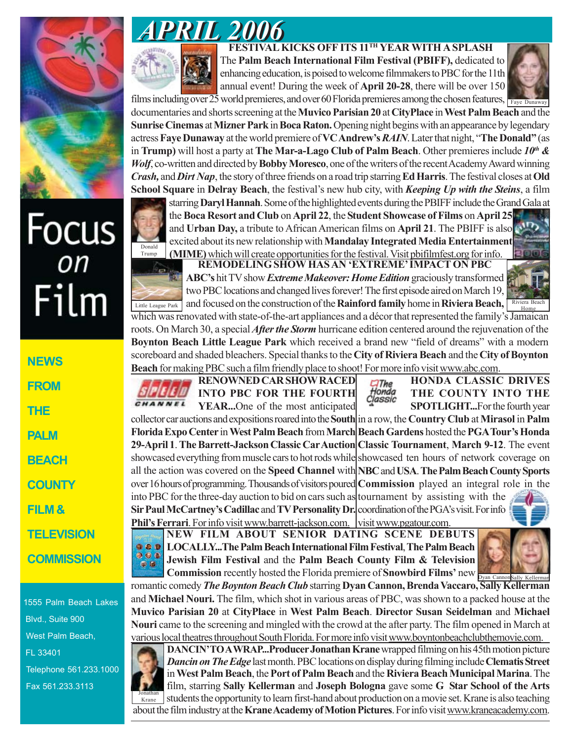# APRIL 2006

Focus *on* Film

**NEWS FROM THE PALM BEACH COUNTY FILM & TELEVISION COMMISSION**

1555 Palm Beach Lakes Blvd., Suite 900
West Palm Beach, FL 33401
Telephone 561.233.1000
Fax 561.233.3113

## FESTIVAL KICKS OFF ITS 11TH YEAR WITH A SPLASH

The **Palm Beach International Film Festival (PBIFF),** dedicated to enhancing education, is poised to welcome filmmakers to PBC for the 11th annual event! During the week of **April 20-28**, there will be over 150 films including over 25 world premieres, and over 60 Florida premieres among the chosen features, documentaries and shorts screening at the **Muvico Parisian 20** at **CityPlace** in **West Palm Beach** and the **Sunrise Cinemas** at **Mizner Park** in **Boca Raton.** Opening night begins with an appearance by legendary actress **Faye Dunaway** at the world premiere of **VC Andrew's *RAIN***. Later that night, "**The Donald"** (as in **Trump)** will host a party at **The Mar-a-Lago Club of Palm Beach**. Other premieres include ***10th & Wolf***, co-written and directed by **Bobby Moresco**, one of the writers of the recent Academy Award winning ***Crash,*** and ***Dirt Nap***, the story of three friends on a road trip starring **Ed Harris**. The festival closes at **Old School Square** in **Delray Beach**, the festival's new hub city, with ***Keeping Up with the Steins***, a film starring **Daryl Hannah**. Some of the highlighted events during the PBIFF include the Grand Gala at the **Boca Resort and Club** on **April 22**, the **Student Showcase of Films** on **April 25** and **Urban Day,** a tribute to African American films on **April 21**. The PBIFF is also excited about its new relationship with **Mandalay Integrated Media Entertainment (MIME)** which will create opportunities for the festival. Visit pbifilmfest.org for info.

Faye Dunaway

Donald Trump

## REMODELING SHOW HAS AN 'EXTREME' IMPACT ON PBC

**ABC's** hit TV show ***Extreme Makeover: Home Edition*** graciously transformed two PBC locations and changed lives forever! The first episode aired on March 19, and focused on the construction of the **Rainford family** home in **Riviera Beach,** which was renovated with state-of-the-art appliances and a décor that represented the family's Jamaican roots. On March 30, a special ***After the Storm*** hurricane edition centered around the rejuvenation of the **Boynton Beach Little League Park** which received a brand new "field of dreams" with a modern scoreboard and shaded bleachers. Special thanks to the **City of Riviera Beach** and the **City of Boynton Beach** for making PBC such a film friendly place to shoot! For more info visit www.abc.com.

Little League Park

Riviera Beach Home

## RENOWNED CAR SHOW RACED INTO PBC FOR THE FOURTH YEAR...

One of the most anticipated collector car auctions and expositions roared into the **South Florida Expo Center** in **West Palm Beach** from **March 29-April 1**. **The Barrett-Jackson Classic Car Auction** showcased everything from muscle cars to hot rods while all the action was covered on the **Speed Channel** with over 16 hours of programming. Thousands of visitors poured into PBC for the three-day auction to bid on cars such as **Sir Paul McCartney's Cadillac** and **TV Personality Dr. Phil's Ferrari**. For info visit www.barrett-jackson.com.

## HONDA CLASSIC DRIVES THE COUNTY INTO THE SPOTLIGHT...

For the fourth year in a row, the **Country Club** at **Mirasol** in **Palm Beach Gardens** hosted the **PGA Tour's Honda Classic Tournament**, **March 9-12**. The event showcased ten hours of network coverage on **NBC** and **USA**. **The Palm Beach County Sports Commission** played an integral role in the tournament by assisting with the coordination of the PGA's visit. For info visit www.pgatour.com.

## NEW FILM ABOUT SENIOR DATING SCENE DEBUTS LOCALLY...

**The Palm Beach International Film Festival**, **The Palm Beach Jewish Film Festival** and the **Palm Beach County Film & Television Commission** recently hosted the Florida premiere of **Snowbird Films'** new romantic comedy ***The Boynton Beach Club*** starring **Dyan Cannon, Brenda Vaccaro, Sally Kellerman** and **Michael Nouri.** The film, which shot in various areas of PBC, was shown to a packed house at the **Muvico Parisian 20** at **CityPlace** in **West Palm Beach**. **Director Susan Seidelman** and **Michael Nouri** came to the screening and mingled with the crowd at the after party. The film opened in March at various local theatres throughout South Florida. For more info visit www.boyntonbeachclubthemovie.com.

Dyan Cannon

Sally Kellerman

## DANCIN' TO A WRAP...

**Producer Jonathan Krane** wrapped filming on his 45th motion picture ***Dancin on The Edge*** last month. PBC locations on display during filming include **Clematis Street** in **West Palm Beach**, the **Port of Palm Beach** and the **Riviera Beach Municipal Marina**. The film, starring **Sally Kellerman** and **Joseph Bologna** gave some **G Star School of the Arts** students the opportunity to learn first-hand about production on a movie set. Krane is also teaching about the film industry at the **Krane Academy of Motion Pictures**. For info visit www.kraneacademy.com.

Jonathan Krane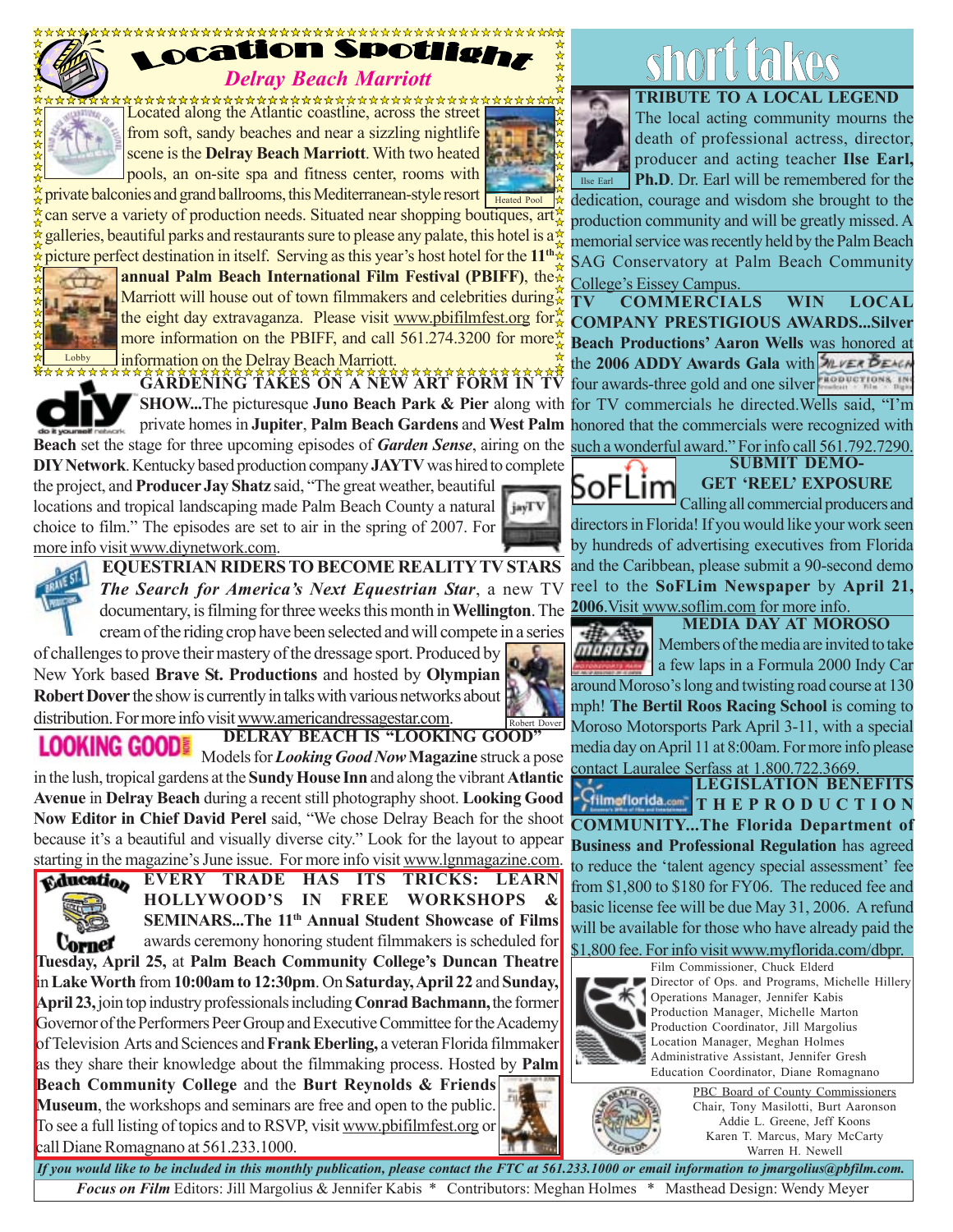# Location Spotlight

## *Delray Beach Marriott*

Located along the Atlantic coastline, across the street from soft, sandy beaches and near a sizzling nightlife scene is the **Delray Beach Marriott**. With two heated pools, an on-site spa and fitness center, rooms with private balconies and grand ballrooms, this Mediterranean-style resort can serve a variety of production needs. Situated near shopping boutiques, art galleries, beautiful parks and restaurants sure to please any palate, this hotel is a picture perfect destination in itself. Serving as this year's host hotel for the **11th annual Palm Beach International Film Festival (PBIFF)**, the Marriott will house out of town filmmakers and celebrities during the eight day extravaganza. Please visit www.pbifilmfest.org for more information on the PBIFF, and call 561.274.3200 for more information on the Delray Beach Marriott.

Heated Pool

Lobby

**GARDENING TAKES ON A NEW ART FORM IN TV SHOW...**The picturesque **Juno Beach Park & Pier** along with private homes in **Jupiter**, **Palm Beach Gardens** and **West Palm Beach** set the stage for three upcoming episodes of ***Garden Sense***, airing on the **DIY Network**. Kentucky based production company **JAYTV** was hired to complete the project, and **Producer Jay Shatz** said, "The great weather, beautiful locations and tropical landscaping made Palm Beach County a natural choice to film." The episodes are set to air in the spring of 2007. For more info visit www.diynetwork.com.

**EQUESTRIAN RIDERS TO BECOME REALITY TV STARS** ***The Search for America's Next Equestrian Star***, a new TV documentary, is filming for three weeks this month in **Wellington**. The cream of the riding crop have been selected and will compete in a series of challenges to prove their mastery of the dressage sport. Produced by New York based **Brave St. Productions** and hosted by **Olympian Robert Dover** the show is currently in talks with various networks about distribution. For more info visit www.americandressagestar.com.

Robert Dover

**DELRAY BEACH IS "LOOKING GOOD"** Models for ***Looking Good Now*** **Magazine** struck a pose in the lush, tropical gardens at the **Sundy House Inn** and along the vibrant **Atlantic Avenue** in **Delray Beach** during a recent still photography shoot. **Looking Good Now Editor in Chief David Perel** said, "We chose Delray Beach for the shoot because it's a beautiful and visually diverse city." Look for the layout to appear starting in the magazine's June issue. For more info visit www.lgnmagazine.com.

**Education Corner**

**EVERY TRADE HAS ITS TRICKS: LEARN HOLLYWOOD'S IN FREE WORKSHOPS & SEMINARS...The 11th Annual Student Showcase of Films** awards ceremony honoring student filmmakers is scheduled for **Tuesday, April 25,** at **Palm Beach Community College's Duncan Theatre** in **Lake Worth** from **10:00am to 12:30pm**. On **Saturday, April 22** and **Sunday, April 23,** join top industry professionals including **Conrad Bachmann,** the former Governor of the Performers Peer Group and Executive Committee for the Academy of Television Arts and Sciences and **Frank Eberling,** a veteran Florida filmmaker as they share their knowledge about the filmmaking process. Hosted by **Palm Beach Community College** and the **Burt Reynolds & Friends Museum**, the workshops and seminars are free and open to the public. To see a full listing of topics and to RSVP, visit www.pbifilmfest.org or call Diane Romagnano at 561.233.1000.

# short takes

**TRIBUTE TO A LOCAL LEGEND**
The local acting community mourns the death of professional actress, director, producer and acting teacher **Ilse Earl, Ph.D**. Dr. Earl will be remembered for the dedication, courage and wisdom she brought to the production community and will be greatly missed. A memorial service was recently held by the Palm Beach SAG Conservatory at Palm Beach Community College's Eissey Campus.

Ilse Earl

**TV COMMERCIALS WIN LOCAL COMPANY PRESTIGIOUS AWARDS...Silver Beach Productions' Aaron Wells** was honored at the **2006 ADDY Awards Gala** with four awards-three gold and one silver for TV commercials he directed. Wells said, "I'm honored that the commercials were recognized with such a wonderful award." For info call 561.792.7290.

**SUBMIT DEMO-GET 'REEL' EXPOSURE**
Calling all commercial producers and directors in Florida! If you would like your work seen by hundreds of advertising executives from Florida and the Caribbean, please submit a 90-second demo reel to the **SoFLim Newspaper** by **April 21, 2006**. Visit www.soflim.com for more info.

**MEDIA DAY AT MOROSO**
Members of the media are invited to take a few laps in a Formula 2000 Indy Car around Moroso's long and twisting road course at 130 mph! **The Bertil Roos Racing School** is coming to Moroso Motorsports Park April 3-11, with a special media day on April 11 at 8:00am. For more info please contact Lauralee Serfass at 1.800.722.3669.

**LEGISLATION BENEFITS THE PRODUCTION COMMUNITY...The Florida Department of Business and Professional Regulation** has agreed to reduce the 'talent agency special assessment' fee from $1,800 to $180 for FY06. The reduced fee and basic license fee will be due May 31, 2006. A refund will be available for those who have already paid the $1,800 fee. For info visit www.myflorida.com/dbpr.

Film Commissioner, Chuck Elderd
Director of Ops. and Programs, Michelle Hillery
Operations Manager, Jennifer Kabis
Production Manager, Michelle Marton
Production Coordinator, Jill Margolius
Location Manager, Meghan Holmes
Administrative Assistant, Jennifer Gresh
Education Coordinator, Diane Romagnano

PBC Board of County Commissioners
Chair, Tony Masilotti, Burt Aaronson
Addie L. Greene, Jeff Koons
Karen T. Marcus, Mary McCarty
Warren H. Newell

*If you would like to be included in this monthly publication, please contact the FTC at 561.233.1000 or email information to jmargolius@pbfilm.com.*

*Focus on Film* Editors: Jill Margolius & Jennifer Kabis * Contributors: Meghan Holmes * Masthead Design: Wendy Meyer